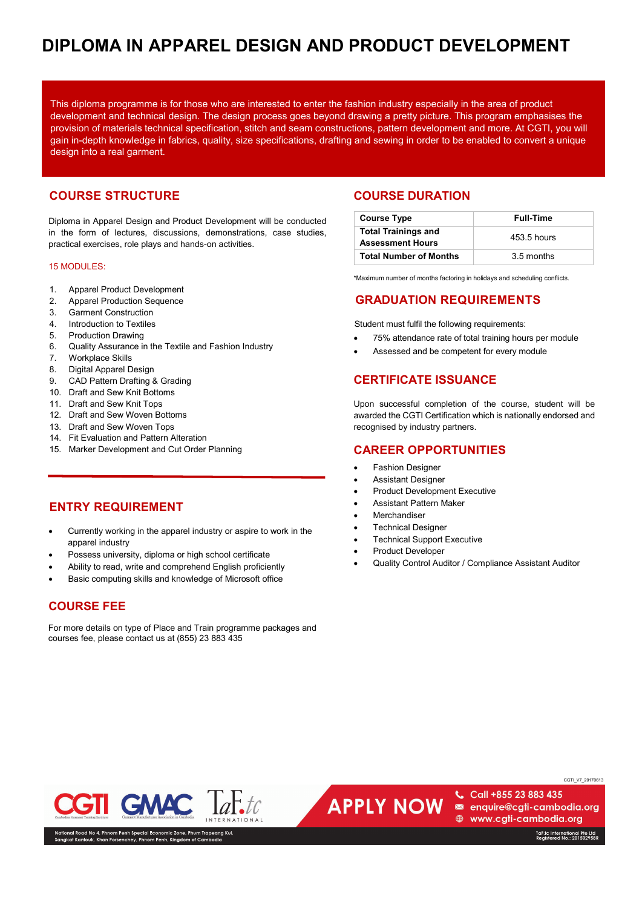# DIPLOMA IN APPAREL DESIGN AND PRODUCT DEVELOPMENT

This diploma programme is for those who are interested to enter the fashion industry especially in the area of product development and technical design. The design process goes beyond drawing a pretty picture. This program emphasises the provision of materials technical specification, stitch and seam constructions, pattern development and more. At CGTI, you will gain in-depth knowledge in fabrics, quality, size specifications, drafting and sewing in order to be enabled to convert a unique design into a real garment.

## COURSE STRUCTURE

Diploma in Apparel Design and Product Development will be conducted in the form of lectures, discussions, demonstrations, case studies, practical exercises, role plays and hands-on activities.

15 MODULES:

1. Apparel Product Development
2. Apparel Production Sequence
3. Garment Construction
4. Introduction to Textiles
5. Production Drawing
6. Quality Assurance in the Textile and Fashion Industry
7. Workplace Skills
8. Digital Apparel Design
9. CAD Pattern Drafting & Grading
10. Draft and Sew Knit Bottoms
11. Draft and Sew Knit Tops
12. Draft and Sew Woven Bottoms
13. Draft and Sew Woven Tops
14. Fit Evaluation and Pattern Alteration
15. Marker Development and Cut Order Planning

## ENTRY REQUIREMENT

- Currently working in the apparel industry or aspire to work in the apparel industry
- Possess university, diploma or high school certificate
- Ability to read, write and comprehend English proficiently
- Basic computing skills and knowledge of Microsoft office

## COURSE FEE

For more details on type of Place and Train programme packages and courses fee, please contact us at (855) 23 883 435

## COURSE DURATION

| Course Type | Full-Time |
|---|---|
| Total Trainings and Assessment Hours | 453.5 hours |
| Total Number of Months | 3.5 months |

*Maximum number of months factoring in holidays and scheduling conflicts.

## GRADUATION REQUIREMENTS

Student must fulfil the following requirements:

- 75% attendance rate of total training hours per module
- Assessed and be competent for every module

## CERTIFICATE ISSUANCE

Upon successful completion of the course, student will be awarded the CGTI Certification which is nationally endorsed and recognised by industry partners.

## CAREER OPPORTUNITIES

- Fashion Designer
- Assistant Designer
- Product Development Executive
- Assistant Pattern Maker
- Merchandiser
- Technical Designer
- Technical Support Executive
- Product Developer
- Quality Control Auditor / Compliance Assistant Auditor

CGTI_V7_20170613

APPLY NOW

Call +855 23 883 435
enquire@cgti-cambodia.org
www.cgti-cambodia.org

National Road No 4, Phnom Penh Special Economic Zone, Phum Trapeang Kul, Sangkat Kantouk, Khan Porsenchey, Phnom Penh, Kingdom of Cambodia

TaF.tc International Pte Ltd Registered No.: 201502958R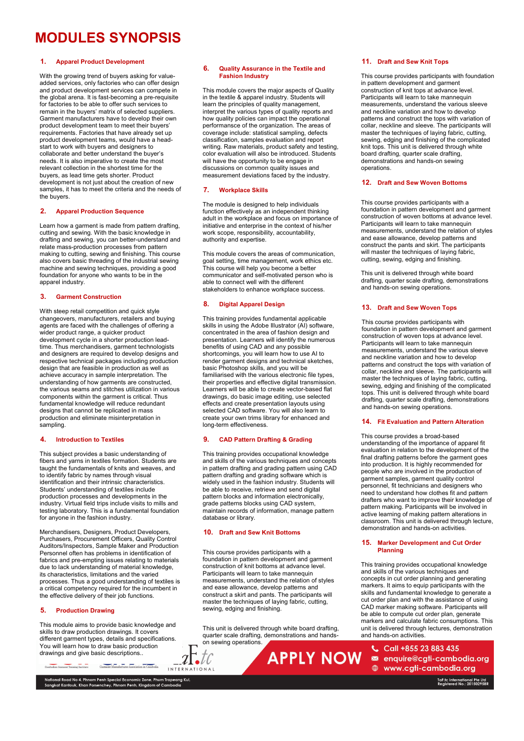# MODULES SYNOPSIS

## 1. Apparel Product Development

With the growing trend of buyers asking for value-added services, only factories who can offer design and product development services can compete in the global arena. It is fast-becoming a pre-requisite for factories to be able to offer such services to remain in the buyers' matrix of selected suppliers. Garment manufacturers have to develop their own product development team to meet their buyers' requirements. Factories that have already set up product development teams, would have a head-start to work with buyers and designers to collaborate and better understand the buyer's needs. It is also imperative to create the most relevant collection in the shortest time for the buyers, as lead time gets shorter. Product development is not just about the creation of new samples, it has to meet the criteria and the needs of the buyers.

## 2. Apparel Production Sequence

Learn how a garment is made from pattern drafting, cutting and sewing. With the basic knowledge in drafting and sewing, you can better-understand and relate mass-production processes from pattern making to cutting, sewing and finishing. This course also covers basic threading of the industrial sewing machine and sewing techniques, providing a good foundation for anyone who wants to be in the apparel industry.

## 3. Garment Construction

With steep retail competition and quick style changeovers, manufacturers, retailers and buying agents are faced with the challenges of offering a wider product range, a quicker product development cycle in a shorter production lead-time. Thus merchandisers, garment technologists and designers are required to develop designs and respective technical packages including production design that are feasible in production as well as achieve accuracy in sample interpretation. The understanding of how garments are constructed, the various seams and stitches utilization in various components within the garment is critical. Thus fundamental knowledge will reduce redundant designs that cannot be replicated in mass production and eliminate misinterpretation in sampling.

## 4. Introduction to Textiles

This subject provides a basic understanding of fibers and yarns in textiles formation. Students are taught the fundamentals of knits and weaves, and to identify fabric by names through visual identification and their intrinsic characteristics. Students' understanding of textiles include production processes and developments in the industry. Virtual field trips include visits to mills and testing laboratory. This is a fundamental foundation for anyone in the fashion industry.

Merchandisers, Designers, Product Developers, Purchasers, Procurement Officers, Quality Control Auditors/Inspectors, Sample Maker and Production Personnel often has problems in identification of fabrics and pre-empting issues relating to materials due to lack understanding of material knowledge, its characteristics, limitations and the varied processes. Thus a good understanding of textiles is a critical competency required for the incumbent in the effective delivery of their job functions.

## 5. Production Drawing

This module aims to provide basic knowledge and skills to draw production drawings. It covers different garment types, details and specifications. You will learn how to draw basic production drawings and give basic descriptions..

## 6. Quality Assurance in the Textile and Fashion Industry

This module covers the major aspects of Quality in the textile & apparel industry. Students will learn the principles of quality management, interpret the various types of quality reports and how quality policies can impact the operational performance of the organization. The areas of coverage include: statistical sampling, defects classification, samples evaluation and report writing. Raw materials, product safety and testing, color evaluation will also be introduced. Students will have the opportunity to be engage in discussions on common quality issues and measurement deviations faced by the industry.

## 7. Workplace Skills

The module is designed to help individuals function effectively as an independent thinking adult in the workplace and focus on importance of initiative and enterprise in the context of his/her work scope, responsibility, accountability, authority and expertise.

This module covers the areas of communication, goal setting, time management, work ethics etc. This course will help you become a better communicator and self-motivated person who is able to connect well with the different stakeholders to enhance workplace success.

## 8. Digital Apparel Design

This training provides fundamental applicable skills in using the Adobe Illustrator (AI) software, concentrated in the area of fashion design and presentation. Learners will identify the numerous benefits of using CAD and any possible shortcomings, you will learn how to use AI to render garment designs and technical sketches, basic Photoshop skills, and you will be familiarised with the various electronic file types, their properties and effective digital transmission. Learners will be able to create vector-based flat drawings, do basic image editing, use selected effects and create presentation layouts using selected CAD software. You will also learn to create your own trims library for enhanced and long-term effectiveness.

## 9. CAD Pattern Drafting & Grading

This training provides occupational knowledge and skills of the various techniques and concepts in pattern drafting and grading pattern using CAD pattern drafting and grading software which is widely used in the fashion industry. Students will be able to receive, retrieve and send digital pattern blocks and information electronically, grade patterns blocks using CAD system, maintain records of information, manage pattern database or library.

## 10. Draft and Sew Knit Bottoms

This course provides participants with a foundation in pattern development and garment construction of knit bottoms at advance level. Participants will learn to take mannequin measurements, understand the relation of styles and ease allowance, develop patterns and construct a skirt and pants. The participants will master the techniques of laying fabric, cutting, sewing, edging and finishing.

This unit is delivered through white board drafting, quarter scale drafting, demonstrations and hands-on sewing operations.

## 11. Draft and Sew Knit Tops

This course provides participants with foundation in pattern development and garment construction of knit tops at advance level. Participants will learn to take mannequin measurements, understand the various sleeve and neckline variation and how to develop patterns and construct the tops with variation of collar, neckline and sleeve. The participants will master the techniques of laying fabric, cutting, sewing, edging and finishing of the complicated knit tops. This unit is delivered through white board drafting, quarter scale drafting, demonstrations and hands-on sewing operations.

## 12. Draft and Sew Woven Bottoms

This course provides participants with a foundation in pattern development and garment construction of woven bottoms at advance level. Participants will learn to take mannequin measurements, understand the relation of styles and ease allowance, develop patterns and construct the pants and skirt. The participants will master the techniques of laying fabric, cutting, sewing, edging and finishing.

This unit is delivered through white board drafting, quarter scale drafting, demonstrations and hands-on sewing operations.

## 13. Draft and Sew Woven Tops

This course provides participants with foundation in pattern development and garment construction of woven tops at advance level. Participants will learn to take mannequin measurements, understand the various sleeve and neckline variation and how to develop patterns and construct the tops with variation of collar, neckline and sleeve. The participants will master the techniques of laying fabric, cutting, sewing, edging and finishing of the complicated tops. This unit is delivered through white board drafting, quarter scale drafting, demonstrations and hands-on sewing operations.

## 14. Fit Evaluation and Pattern Alteration

This course provides a broad-based understanding of the importance of apparel fit evaluation in relation to the development of the final drafting patterns before the garment goes into production. It is highly recommended for people who are involved in the production of garment samples, garment quality control personnel, fit technicians and designers who need to understand how clothes fit and pattern drafters who want to improve their knowledge of pattern making. Participants will be involved in active learning of making pattern alterations in classroom. This unit is delivered through lecture, demonstration and hands-on activities.

## 15. Marker Development and Cut Order Planning

This training provides occupational knowledge and skills of the various techniques and concepts in cut order planning and generating markers. It aims to equip participants with the skills and fundamental knowledge to generate a cut order plan and with the assistance of using CAD marker making software. Participants will be able to compute cut order plan, generate markers and calculate fabric consumptions. This unit is delivered through lectures, demonstration and hands-on activities.

Cambodian Garment Training Institute | Garment Manufacturers Association in Cambodia | aF.tc INTERNATIONAL

**APPLY NOW**

Call +855 23 883 435
enquire@cgti-cambodia.org
www.cgti-cambodia.org

National Road No 4, Phnom Penh Special Economic Zone, Phum Trapeang Kul, Sangkat Kantouk, Khan Porsenchey, Phnom Penh, Kingdom of Cambodia

TaF.tc International Pte Ltd
Registered No.: 201502958R